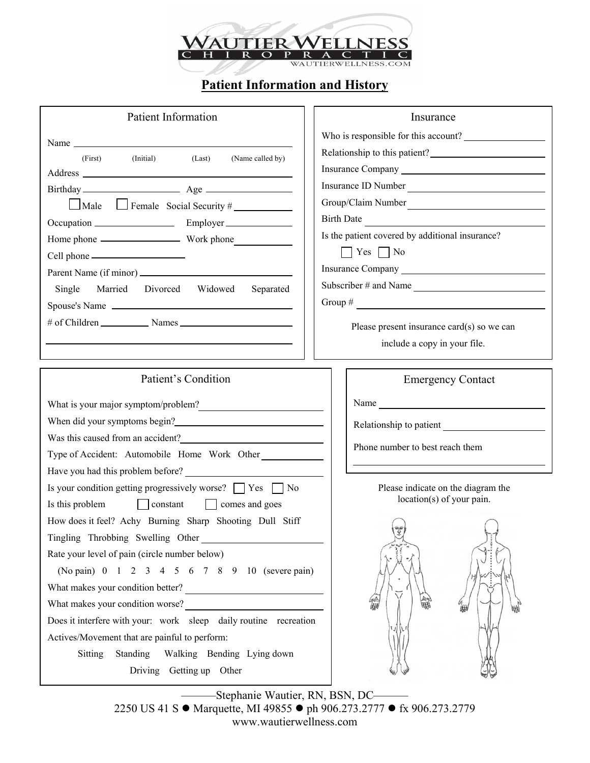# Wautier Wellness Chiropractic

WAUTIERWELLNESS.COM

## Patient Information and History

### Patient Information

Name ______________________________________________
(First) (Initial) (Last) (Name called by)

Address ______________________________________________

Birthday ____________________ Age ____________________

☐ Male ☐ Female Social Security # ____________

Occupation ________________ Employer ______________

Home phone ________________ Work phone ____________

Cell phone ____________________

Parent Name (if minor) ____________________________

Single Married Divorced Widowed Separated

Spouse's Name ____________________________________

# of Children __________ Names ______________________

______________________________________________

### Insurance

Who is responsible for this account? ________________

Relationship to this patient? ______________________

Insurance Company ________________________________

Insurance ID Number ______________________________

Group/Claim Number ______________________________

Birth Date ______________________________________

Is the patient covered by additional insurance?

☐ Yes ☐ No

Insurance Company ________________________________

Subscriber # and Name ____________________________

Group # ________________________________________

Please present insurance card(s) so we can include a copy in your file.

### Patient's Condition

What is your major symptom/problem? ____________________

When did your symptoms begin? ________________________

Was this caused from an accident? ______________________

Type of Accident: Automobile Home Work Other ____________

Have you had this problem before? ______________________

Is your condition getting progressively worse? ☐ Yes ☐ No

Is this problem ☐ constant ☐ comes and goes

How does it feel? Achy Burning Sharp Shooting Dull Stiff

Tingling Throbbing Swelling Other ______________________

Rate your level of pain (circle number below)

(No pain) 0 1 2 3 4 5 6 7 8 9 10 (severe pain)

What makes your condition better? ______________________

What makes your condition worse? ______________________

Does it interfere with your: work sleep daily routine recreation

Actives/Movement that are painful to perform:

Sitting Standing Walking Bending Lying down

Driving Getting up Other

### Emergency Contact

Name ______________________________________________

Relationship to patient ____________________________

Phone number to best reach them

______________________________________________

Please indicate on the diagram the location(s) of your pain.

———Stephanie Wautier, RN, BSN, DC———

2250 US 41 S ● Marquette, MI 49855 ● ph 906.273.2777 ● fx 906.273.2779

www.wautierwellness.com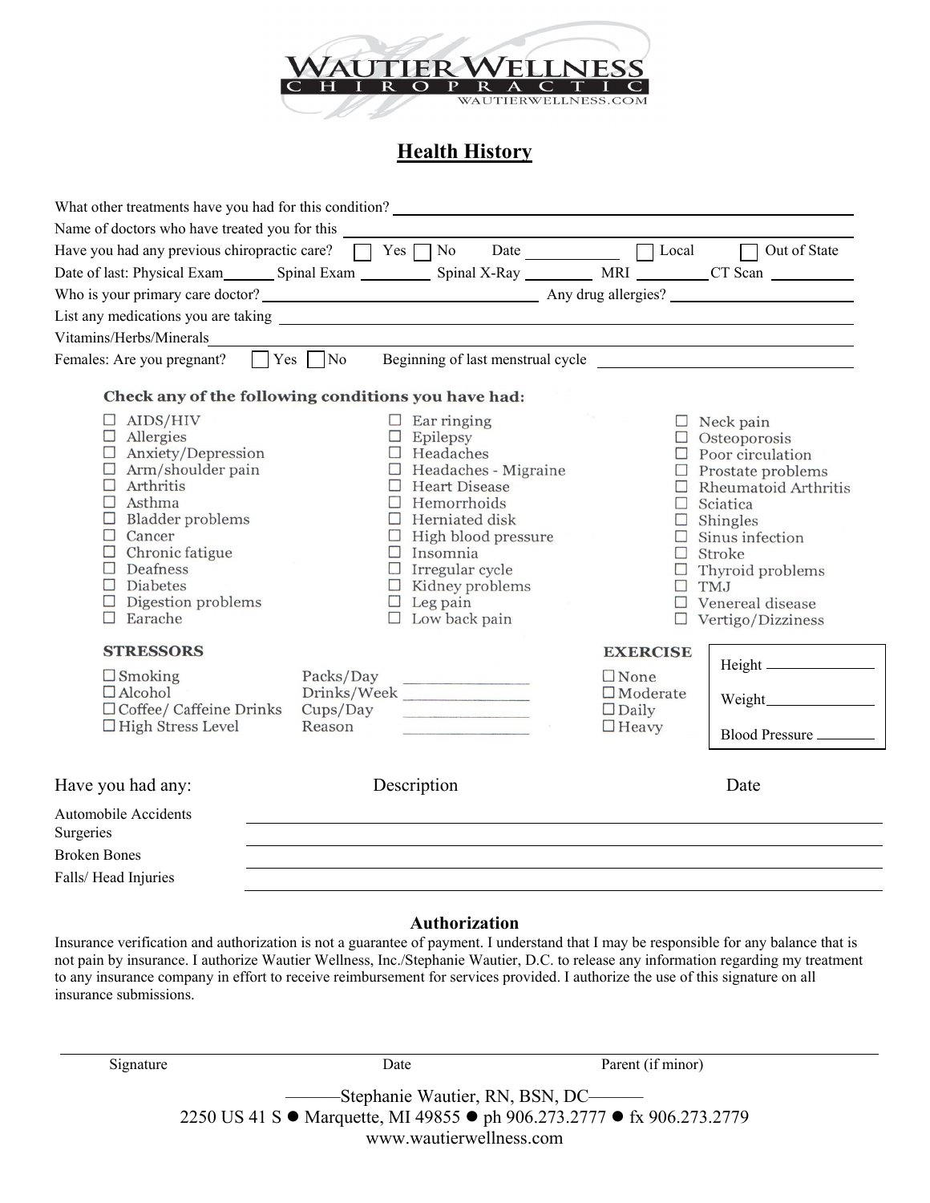# WAUTIER WELLNESS

CHIROPRACTIC

WAUTIERWELLNESS.COM

## Health History

What other treatments have you had for this condition? ______________________________

Name of doctors who have treated you for this ______________________________

Have you had any previous chiropractic care? ☐ Yes ☐ No Date __________ ☐ Local ☐ Out of State

Date of last: Physical Exam ______ Spinal Exam ________ Spinal X-Ray ________ MRI ________ CT Scan ________

Who is your primary care doctor? ______________________ Any drug allergies? ______________________

List any medications you are taking ______________________________

Vitamins/Herbs/Minerals ______________________________

Females: Are you pregnant? ☐ Yes ☐ No Beginning of last menstrual cycle ______________________

**Check any of the following conditions you have had:**

- ☐ AIDS/HIV
- ☐ Allergies
- ☐ Anxiety/Depression
- ☐ Arm/shoulder pain
- ☐ Arthritis
- ☐ Asthma
- ☐ Bladder problems
- ☐ Cancer
- ☐ Chronic fatigue
- ☐ Deafness
- ☐ Diabetes
- ☐ Digestion problems
- ☐ Earache
- ☐ Ear ringing
- ☐ Epilepsy
- ☐ Headaches
- ☐ Headaches - Migraine
- ☐ Heart Disease
- ☐ Hemorrhoids
- ☐ Herniated disk
- ☐ High blood pressure
- ☐ Insomnia
- ☐ Irregular cycle
- ☐ Kidney problems
- ☐ Leg pain
- ☐ Low back pain
- ☐ Neck pain
- ☐ Osteoporosis
- ☐ Poor circulation
- ☐ Prostate problems
- ☐ Rheumatoid Arthritis
- ☐ Sciatica
- ☐ Shingles
- ☐ Sinus infection
- ☐ Stroke
- ☐ Thyroid problems
- ☐ TMJ
- ☐ Venereal disease
- ☐ Vertigo/Dizziness

**STRESSORS**

- ☐ Smoking — Packs/Day ________
- ☐ Alcohol — Drinks/Week ________
- ☐ Coffee/ Caffeine Drinks — Cups/Day ________
- ☐ High Stress Level — Reason ________

**EXERCISE**

- ☐ None
- ☐ Moderate
- ☐ Daily
- ☐ Heavy

Height ________

Weight ________

Blood Pressure ________

| Have you had any: | Description | Date |
|---|---|---|
| Automobile Accidents | | |
| Surgeries | | |
| Broken Bones | | |
| Falls/ Head Injuries | | |

### Authorization

Insurance verification and authorization is not a guarantee of payment. I understand that I may be responsible for any balance that is not pain by insurance. I authorize Wautier Wellness, Inc./Stephanie Wautier, D.C. to release any information regarding my treatment to any insurance company in effort to receive reimbursement for services provided. I authorize the use of this signature on all insurance submissions.

Signature ____________ Date ____________ Parent (if minor) ____________

Stephanie Wautier, RN, BSN, DC

2250 US 41 S ● Marquette, MI 49855 ● ph 906.273.2777 ● fx 906.273.2779

www.wautierwellness.com